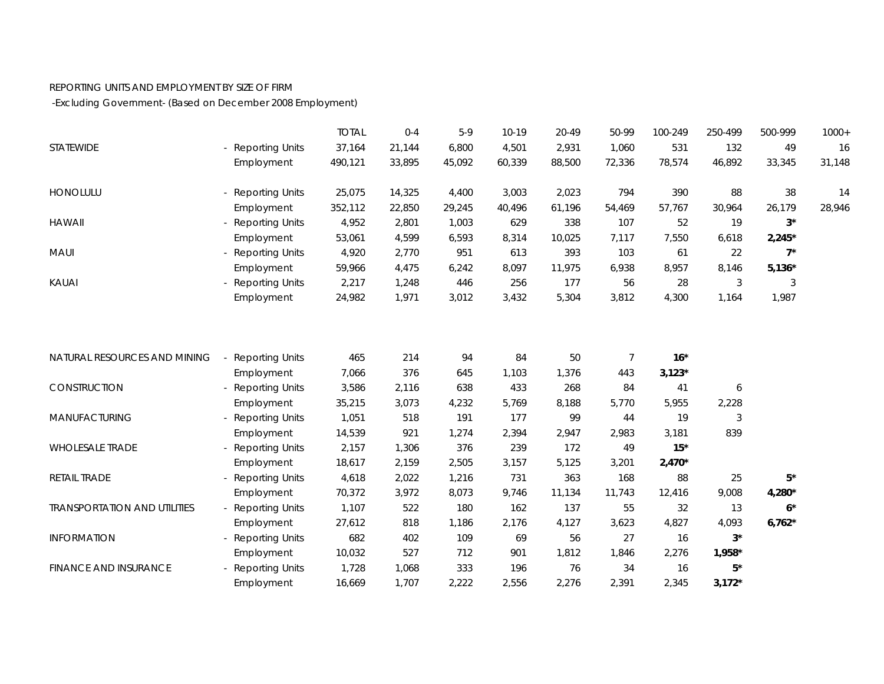REPORTING UNITS AND EMPLOYMENT BY SIZE OF FIRM

-Excluding Government- (Based on December 2008 Employment)

| | | TOTAL | 0-4 | 5-9 | 10-19 | 20-49 | 50-99 | 100-249 | 250-499 | 500-999 | 1000+ |
|---|---|---|---|---|---|---|---|---|---|---|---|
| STATEWIDE | - Reporting Units | 37,164 | 21,144 | 6,800 | 4,501 | 2,931 | 1,060 | 531 | 132 | 49 | 16 |
| | Employment | 490,121 | 33,895 | 45,092 | 60,339 | 88,500 | 72,336 | 78,574 | 46,892 | 33,345 | 31,148 |
| HONOLULU | - Reporting Units | 25,075 | 14,325 | 4,400 | 3,003 | 2,023 | 794 | 390 | 88 | 38 | 14 |
| | Employment | 352,112 | 22,850 | 29,245 | 40,496 | 61,196 | 54,469 | 57,767 | 30,964 | 26,179 | 28,946 |
| HAWAII | - Reporting Units | 4,952 | 2,801 | 1,003 | 629 | 338 | 107 | 52 | 19 | **3*** | |
| | Employment | 53,061 | 4,599 | 6,593 | 8,314 | 10,025 | 7,117 | 7,550 | 6,618 | **2,245*** | |
| MAUI | - Reporting Units | 4,920 | 2,770 | 951 | 613 | 393 | 103 | 61 | 22 | **7*** | |
| | Employment | 59,966 | 4,475 | 6,242 | 8,097 | 11,975 | 6,938 | 8,957 | 8,146 | **5,136*** | |
| KAUAI | - Reporting Units | 2,217 | 1,248 | 446 | 256 | 177 | 56 | 28 | 3 | 3 | |
| | Employment | 24,982 | 1,971 | 3,012 | 3,432 | 5,304 | 3,812 | 4,300 | 1,164 | 1,987 | |
| NATURAL RESOURCES AND MINING | - Reporting Units | 465 | 214 | 94 | 84 | 50 | 7 | **16*** | | | |
| | Employment | 7,066 | 376 | 645 | 1,103 | 1,376 | 443 | **3,123*** | | | |
| CONSTRUCTION | - Reporting Units | 3,586 | 2,116 | 638 | 433 | 268 | 84 | 41 | 6 | | |
| | Employment | 35,215 | 3,073 | 4,232 | 5,769 | 8,188 | 5,770 | 5,955 | 2,228 | | |
| MANUFACTURING | - Reporting Units | 1,051 | 518 | 191 | 177 | 99 | 44 | 19 | 3 | | |
| | Employment | 14,539 | 921 | 1,274 | 2,394 | 2,947 | 2,983 | 3,181 | 839 | | |
| WHOLESALE TRADE | - Reporting Units | 2,157 | 1,306 | 376 | 239 | 172 | 49 | **15*** | | | |
| | Employment | 18,617 | 2,159 | 2,505 | 3,157 | 5,125 | 3,201 | **2,470*** | | | |
| RETAIL TRADE | - Reporting Units | 4,618 | 2,022 | 1,216 | 731 | 363 | 168 | 88 | 25 | **5*** | |
| | Employment | 70,372 | 3,972 | 8,073 | 9,746 | 11,134 | 11,743 | 12,416 | 9,008 | **4,280*** | |
| TRANSPORTATION AND UTILITIES | - Reporting Units | 1,107 | 522 | 180 | 162 | 137 | 55 | 32 | 13 | **6*** | |
| | Employment | 27,612 | 818 | 1,186 | 2,176 | 4,127 | 3,623 | 4,827 | 4,093 | **6,762*** | |
| INFORMATION | - Reporting Units | 682 | 402 | 109 | 69 | 56 | 27 | 16 | **3*** | | |
| | Employment | 10,032 | 527 | 712 | 901 | 1,812 | 1,846 | 2,276 | **1,958*** | | |
| FINANCE AND INSURANCE | - Reporting Units | 1,728 | 1,068 | 333 | 196 | 76 | 34 | 16 | **5*** | | |
| | Employment | 16,669 | 1,707 | 2,222 | 2,556 | 2,276 | 2,391 | 2,345 | **3,172*** | | |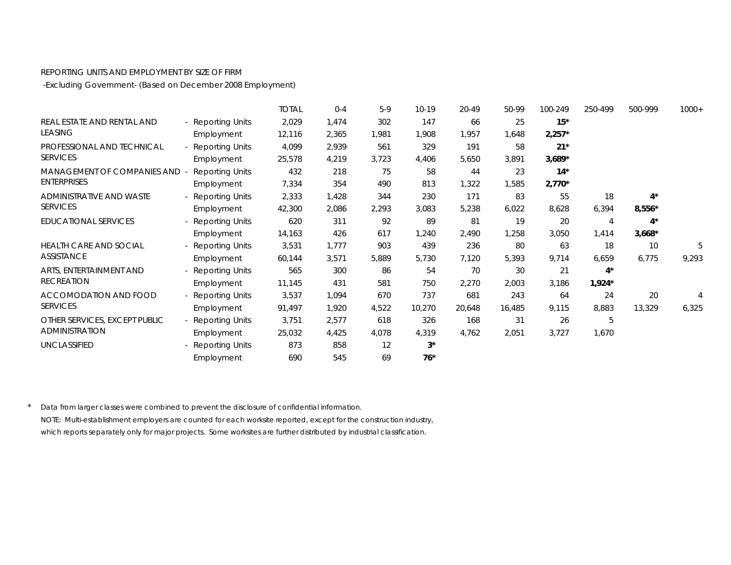REPORTING UNITS AND EMPLOYMENT BY SIZE OF FIRM

-Excluding Government- (Based on December 2008 Employment)

| | | TOTAL | 0-4 | 5-9 | 10-19 | 20-49 | 50-99 | 100-249 | 250-499 | 500-999 | 1000+ |
|---|---|---|---|---|---|---|---|---|---|---|---|
| REAL ESTATE AND RENTAL AND LEASING | - Reporting Units | 2,029 | 1,474 | 302 | 147 | 66 | 25 | **15*** | | | |
| | Employment | 12,116 | 2,365 | 1,981 | 1,908 | 1,957 | 1,648 | **2,257*** | | | |
| PROFESSIONAL AND TECHNICAL SERVICES | - Reporting Units | 4,099 | 2,939 | 561 | 329 | 191 | 58 | **21*** | | | |
| | Employment | 25,578 | 4,219 | 3,723 | 4,406 | 5,650 | 3,891 | **3,689*** | | | |
| MANAGEMENT OF COMPANIES AND ENTERPRISES | - Reporting Units | 432 | 218 | 75 | 58 | 44 | 23 | **14*** | | | |
| | Employment | 7,334 | 354 | 490 | 813 | 1,322 | 1,585 | **2,770*** | | | |
| ADMINISTRATIVE AND WASTE SERVICES | - Reporting Units | 2,333 | 1,428 | 344 | 230 | 171 | 83 | 55 | 18 | **4*** | |
| | Employment | 42,300 | 2,086 | 2,293 | 3,083 | 5,238 | 6,022 | 8,628 | 6,394 | **8,556*** | |
| EDUCATIONAL SERVICES | - Reporting Units | 620 | 311 | 92 | 89 | 81 | 19 | 20 | 4 | **4*** | |
| | Employment | 14,163 | 426 | 617 | 1,240 | 2,490 | 1,258 | 3,050 | 1,414 | **3,668*** | |
| HEALTH CARE AND SOCIAL ASSISTANCE | - Reporting Units | 3,531 | 1,777 | 903 | 439 | 236 | 80 | 63 | 18 | 10 | 5 |
| | Employment | 60,144 | 3,571 | 5,889 | 5,730 | 7,120 | 5,393 | 9,714 | 6,659 | 6,775 | 9,293 |
| ARTS, ENTERTAINMENT AND RECREATION | - Reporting Units | 565 | 300 | 86 | 54 | 70 | 30 | 21 | **4*** | | |
| | Employment | 11,145 | 431 | 581 | 750 | 2,270 | 2,003 | 3,186 | **1,924*** | | |
| ACCOMODATION AND FOOD SERVICES | - Reporting Units | 3,537 | 1,094 | 670 | 737 | 681 | 243 | 64 | 24 | 20 | 4 |
| | Employment | 91,497 | 1,920 | 4,522 | 10,270 | 20,648 | 16,485 | 9,115 | 8,883 | 13,329 | 6,325 |
| OTHER SERVICES, EXCEPT PUBLIC ADMINISTRATION | - Reporting Units | 3,751 | 2,577 | 618 | 326 | 168 | 31 | 26 | 5 | | |
| | Employment | 25,032 | 4,425 | 4,078 | 4,319 | 4,762 | 2,051 | 3,727 | 1,670 | | |
| UNCLASSIFIED | - Reporting Units | 873 | 858 | 12 | **3*** | | | | | | |
| | Employment | 690 | 545 | 69 | **76*** | | | | | | |

\* Data from larger classes were combined to prevent the disclosure of confidential information.

NOTE: Multi-establishment employers are counted for each worksite reported, except for the construction industry, which reports separately only for major projects. Some worksites are further distributed by industrial classification.